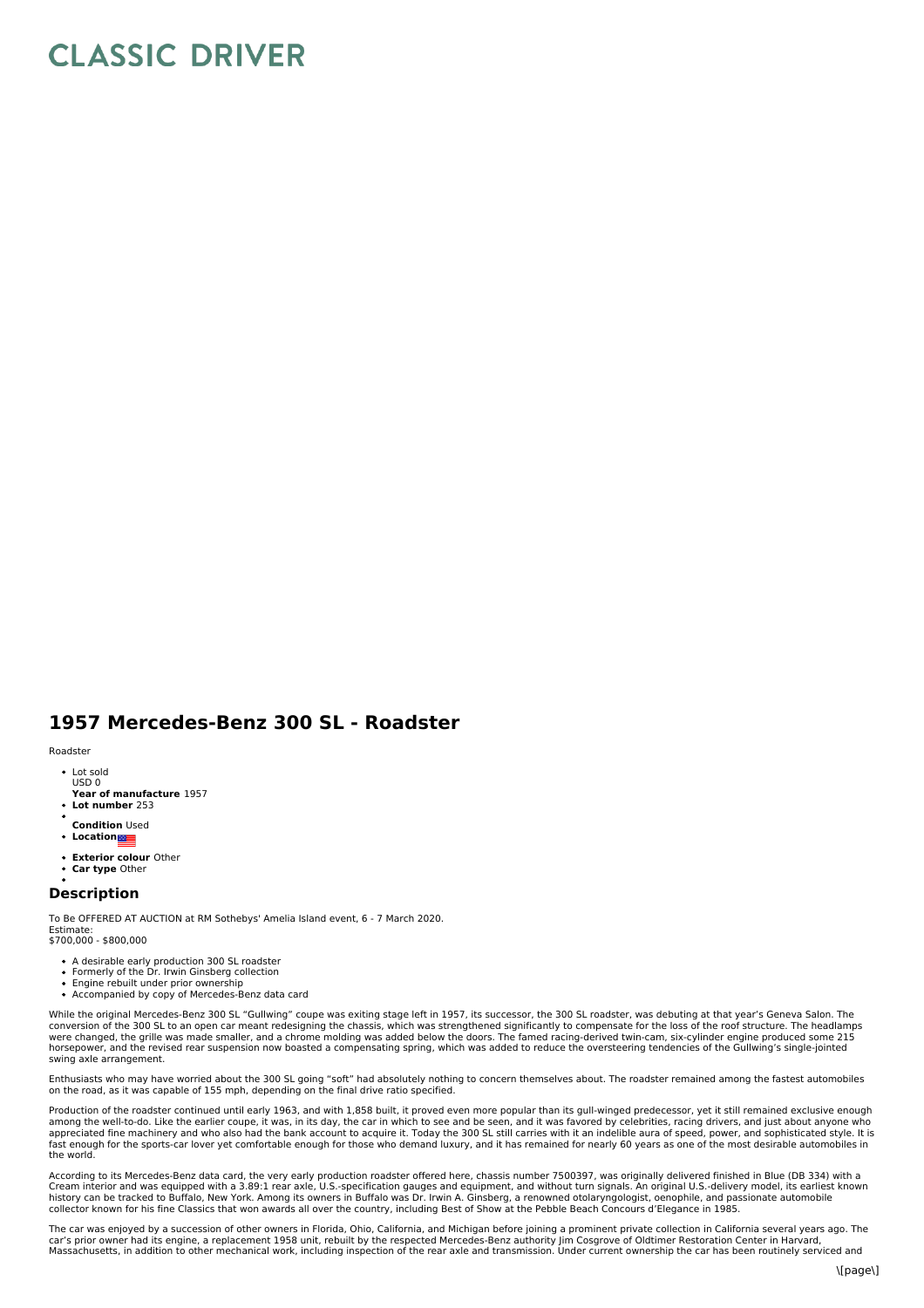# CLASSIC DRIVER

## 1957 Mercedes-Benz 300 SL - Roadster

Roadster

- Lot sold
  USD 0
- **Year of manufacture** 1957
- **Lot number** 253
- 
- **Condition** Used
- **Location**
- **Exterior colour** Other
- **Car type** Other
- 

## Description

To Be OFFERED AT AUCTION at RM Sothebys' Amelia Island event, 6 - 7 March 2020.
Estimate:
$700,000 - $800,000

- A desirable early production 300 SL roadster
- Formerly of the Dr. Irwin Ginsberg collection
- Engine rebuilt under prior ownership
- Accompanied by copy of Mercedes-Benz data card

While the original Mercedes-Benz 300 SL "Gullwing" coupe was exiting stage left in 1957, its successor, the 300 SL roadster, was debuting at that year's Geneva Salon. The conversion of the 300 SL to an open car meant redesigning the chassis, which was strengthened significantly to compensate for the loss of the roof structure. The headlamps were changed, the grille was made smaller, and a chrome molding was added below the doors. The famed racing-derived twin-cam, six-cylinder engine produced some 215 horsepower, and the revised rear suspension now boasted a compensating spring, which was added to reduce the oversteering tendencies of the Gullwing's single-jointed swing axle arrangement.

Enthusiasts who may have worried about the 300 SL going "soft" had absolutely nothing to concern themselves about. The roadster remained among the fastest automobiles on the road, as it was capable of 155 mph, depending on the final drive ratio specified.

Production of the roadster continued until early 1963, and with 1,858 built, it proved even more popular than its gull-winged predecessor, yet it still remained exclusive enough among the well-to-do. Like the earlier coupe, it was, in its day, the car in which to see and be seen, and it was favored by celebrities, racing drivers, and just about anyone who appreciated fine machinery and who also had the bank account to acquire it. Today the 300 SL still carries with it an indelible aura of speed, power, and sophisticated style. It is fast enough for the sports-car lover yet comfortable enough for those who demand luxury, and it has remained for nearly 60 years as one of the most desirable automobiles in the world.

According to its Mercedes-Benz data card, the very early production roadster offered here, chassis number 7500397, was originally delivered finished in Blue (DB 334) with a Cream interior and was equipped with a 3.89:1 rear axle, U.S.-specification gauges and equipment, and without turn signals. An original U.S.-delivery model, its earliest known history can be tracked to Buffalo, New York. Among its owners in Buffalo was Dr. Irwin A. Ginsberg, a renowned otolaryngologist, oenophile, and passionate automobile collector known for his fine Classics that won awards all over the country, including Best of Show at the Pebble Beach Concours d'Elegance in 1985.

The car was enjoyed by a succession of other owners in Florida, Ohio, California, and Michigan before joining a prominent private collection in California several years ago. The car's prior owner had its engine, a replacement 1958 unit, rebuilt by the respected Mercedes-Benz authority Jim Cosgrove of Oldtimer Restoration Center in Harvard, Massachusetts, in addition to other mechanical work, including inspection of the rear axle and transmission. Under current ownership the car has been routinely serviced and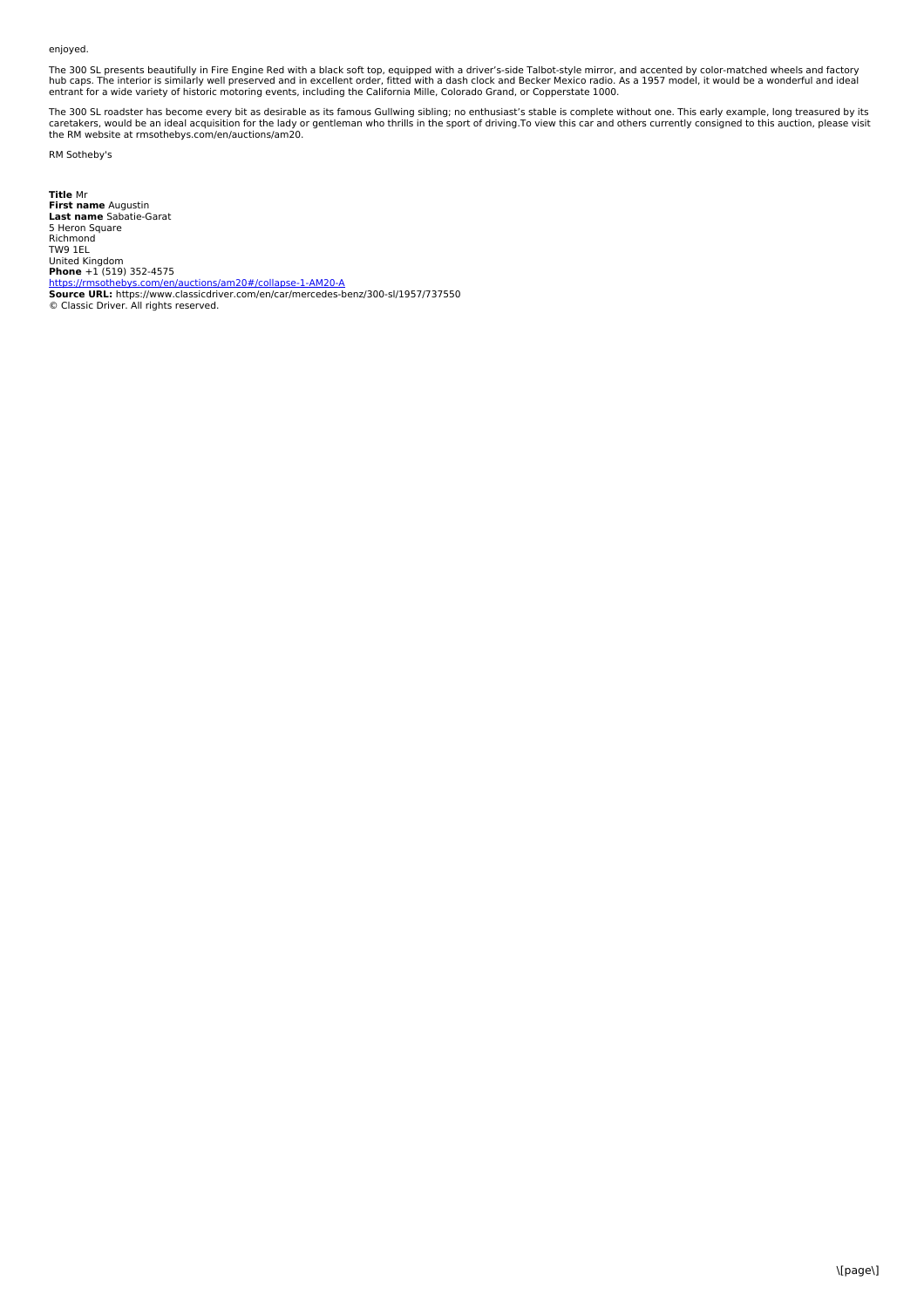enjoyed.

The 300 SL presents beautifully in Fire Engine Red with a black soft top, equipped with a driver's-side Talbot-style mirror, and accented by color-matched wheels and factory hub caps. The interior is similarly well preserved and in excellent order, fitted with a dash clock and Becker Mexico radio. As a 1957 model, it would be a wonderful and ideal entrant for a wide variety of historic motoring events, including the California Mille, Colorado Grand, or Copperstate 1000.

The 300 SL roadster has become every bit as desirable as its famous Gullwing sibling; no enthusiast's stable is complete without one. This early example, long treasured by its caretakers, would be an ideal acquisition for the lady or gentleman who thrills in the sport of driving.To view this car and others currently consigned to this auction, please visit the RM website at rmsothebys.com/en/auctions/am20.

RM Sotheby's

**Title** Mr
**First name** Augustin
**Last name** Sabatie-Garat
5 Heron Square
Richmond
TW9 1EL
United Kingdom
**Phone** +1 (519) 352-4575
https://rmsothebys.com/en/auctions/am20#/collapse-1-AM20-A
**Source URL:** https://www.classicdriver.com/en/car/mercedes-benz/300-sl/1957/737550
© Classic Driver. All rights reserved.